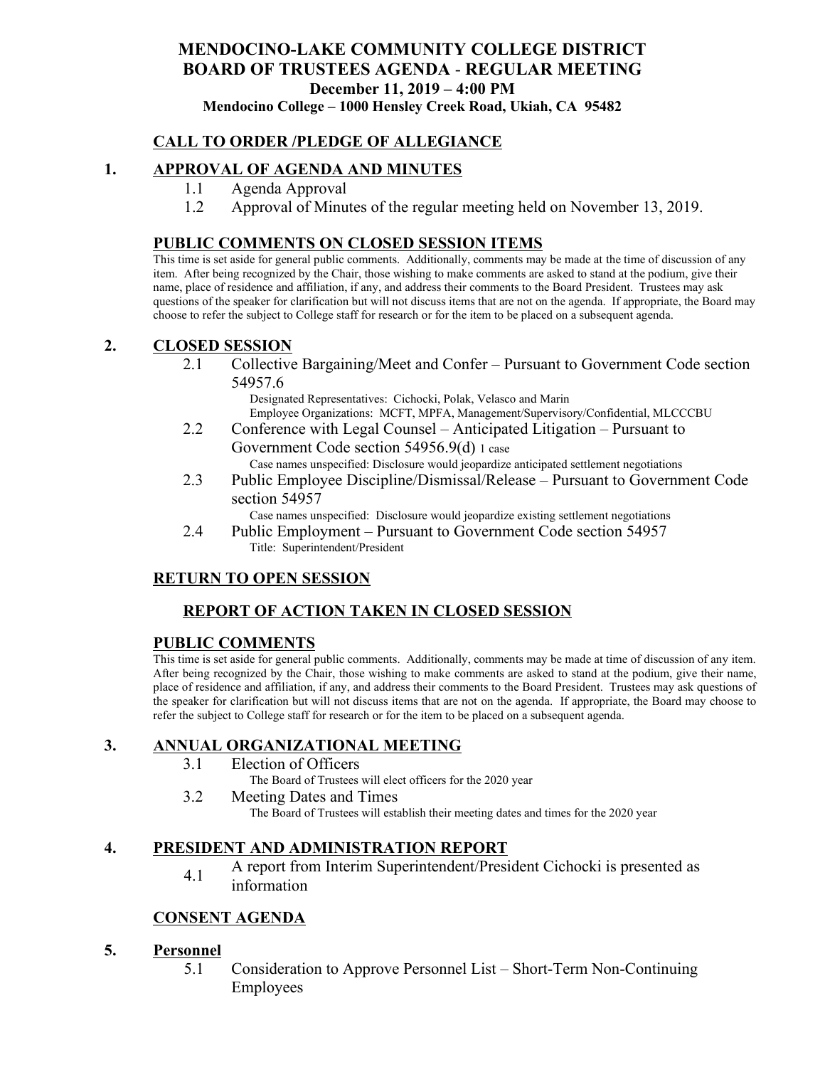# MENDOCINO-LAKE COMMUNITY COLLEGE DISTRICT
## BOARD OF TRUSTEES AGENDA - REGULAR MEETING
**December 11, 2019 – 4:00 PM**

**Mendocino College – 1000 Hensley Creek Road, Ukiah, CA 95482**

## CALL TO ORDER /PLEDGE OF ALLEGIANCE

## 1. APPROVAL OF AGENDA AND MINUTES

1.1 Agenda Approval

1.2 Approval of Minutes of the regular meeting held on November 13, 2019.

## PUBLIC COMMENTS ON CLOSED SESSION ITEMS

This time is set aside for general public comments. Additionally, comments may be made at the time of discussion of any item. After being recognized by the Chair, those wishing to make comments are asked to stand at the podium, give their name, place of residence and affiliation, if any, and address their comments to the Board President. Trustees may ask questions of the speaker for clarification but will not discuss items that are not on the agenda. If appropriate, the Board may choose to refer the subject to College staff for research or for the item to be placed on a subsequent agenda.

## 2. CLOSED SESSION

2.1 Collective Bargaining/Meet and Confer – Pursuant to Government Code section 54957.6

Designated Representatives: Cichocki, Polak, Velasco and Marin
Employee Organizations: MCFT, MPFA, Management/Supervisory/Confidential, MLCCCBU

2.2 Conference with Legal Counsel – Anticipated Litigation – Pursuant to Government Code section 54956.9(d) 1 case

Case names unspecified: Disclosure would jeopardize anticipated settlement negotiations

2.3 Public Employee Discipline/Dismissal/Release – Pursuant to Government Code section 54957

Case names unspecified: Disclosure would jeopardize existing settlement negotiations

2.4 Public Employment – Pursuant to Government Code section 54957

Title: Superintendent/President

## RETURN TO OPEN SESSION

## REPORT OF ACTION TAKEN IN CLOSED SESSION

## PUBLIC COMMENTS

This time is set aside for general public comments. Additionally, comments may be made at time of discussion of any item. After being recognized by the Chair, those wishing to make comments are asked to stand at the podium, give their name, place of residence and affiliation, if any, and address their comments to the Board President. Trustees may ask questions of the speaker for clarification but will not discuss items that are not on the agenda. If appropriate, the Board may choose to refer the subject to College staff for research or for the item to be placed on a subsequent agenda.

## 3. ANNUAL ORGANIZATIONAL MEETING

3.1 Election of Officers

The Board of Trustees will elect officers for the 2020 year

3.2 Meeting Dates and Times

The Board of Trustees will establish their meeting dates and times for the 2020 year

## 4. PRESIDENT AND ADMINISTRATION REPORT

4.1 A report from Interim Superintendent/President Cichocki is presented as information

## CONSENT AGENDA

## 5. Personnel

5.1 Consideration to Approve Personnel List – Short-Term Non-Continuing Employees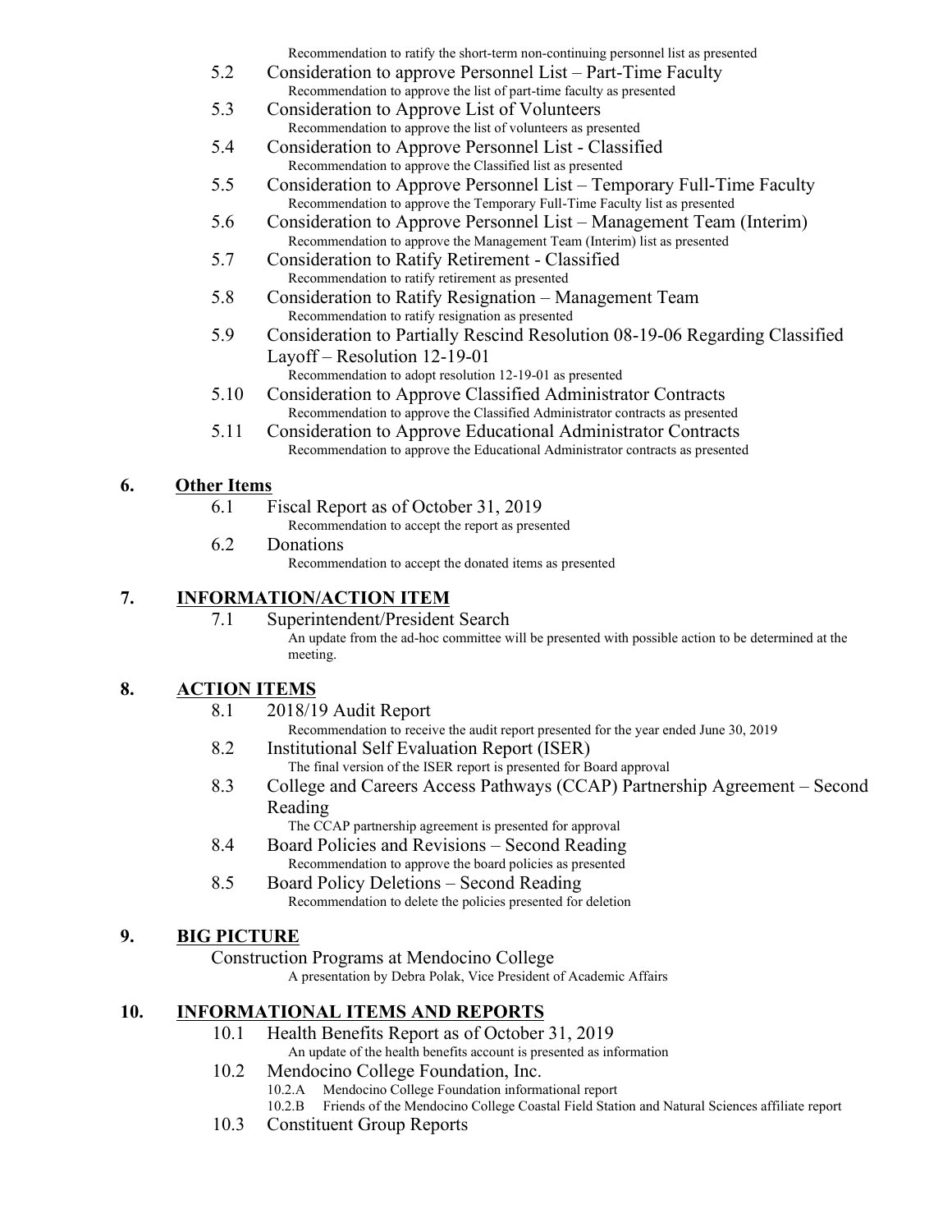Recommendation to ratify the short-term non-continuing personnel list as presented

- 5.2 Consideration to approve Personnel List – Part-Time Faculty
  Recommendation to approve the list of part-time faculty as presented
- 5.3 Consideration to Approve List of Volunteers
  Recommendation to approve the list of volunteers as presented
- 5.4 Consideration to Approve Personnel List - Classified
  Recommendation to approve the Classified list as presented
- 5.5 Consideration to Approve Personnel List – Temporary Full-Time Faculty
  Recommendation to approve the Temporary Full-Time Faculty list as presented
- 5.6 Consideration to Approve Personnel List – Management Team (Interim)
  Recommendation to approve the Management Team (Interim) list as presented
- 5.7 Consideration to Ratify Retirement - Classified
  Recommendation to ratify retirement as presented
- 5.8 Consideration to Ratify Resignation – Management Team
  Recommendation to ratify resignation as presented
- 5.9 Consideration to Partially Rescind Resolution 08-19-06 Regarding Classified Layoff – Resolution 12-19-01
  Recommendation to adopt resolution 12-19-01 as presented
- 5.10 Consideration to Approve Classified Administrator Contracts
  Recommendation to approve the Classified Administrator contracts as presented
- 5.11 Consideration to Approve Educational Administrator Contracts
  Recommendation to approve the Educational Administrator contracts as presented

## 6. Other Items

- 6.1 Fiscal Report as of October 31, 2019
  Recommendation to accept the report as presented
- 6.2 Donations
  Recommendation to accept the donated items as presented

## 7. INFORMATION/ACTION ITEM

- 7.1 Superintendent/President Search
  An update from the ad-hoc committee will be presented with possible action to be determined at the meeting.

## 8. ACTION ITEMS

- 8.1 2018/19 Audit Report
  Recommendation to receive the audit report presented for the year ended June 30, 2019
- 8.2 Institutional Self Evaluation Report (ISER)
  The final version of the ISER report is presented for Board approval
- 8.3 College and Careers Access Pathways (CCAP) Partnership Agreement – Second Reading
  The CCAP partnership agreement is presented for approval
- 8.4 Board Policies and Revisions – Second Reading
  Recommendation to approve the board policies as presented
- 8.5 Board Policy Deletions – Second Reading
  Recommendation to delete the policies presented for deletion

## 9. BIG PICTURE

Construction Programs at Mendocino College
A presentation by Debra Polak, Vice President of Academic Affairs

## 10. INFORMATIONAL ITEMS AND REPORTS

- 10.1 Health Benefits Report as of October 31, 2019
  An update of the health benefits account is presented as information
- 10.2 Mendocino College Foundation, Inc.
  - 10.2.A Mendocino College Foundation informational report
  - 10.2.B Friends of the Mendocino College Coastal Field Station and Natural Sciences affiliate report
- 10.3 Constituent Group Reports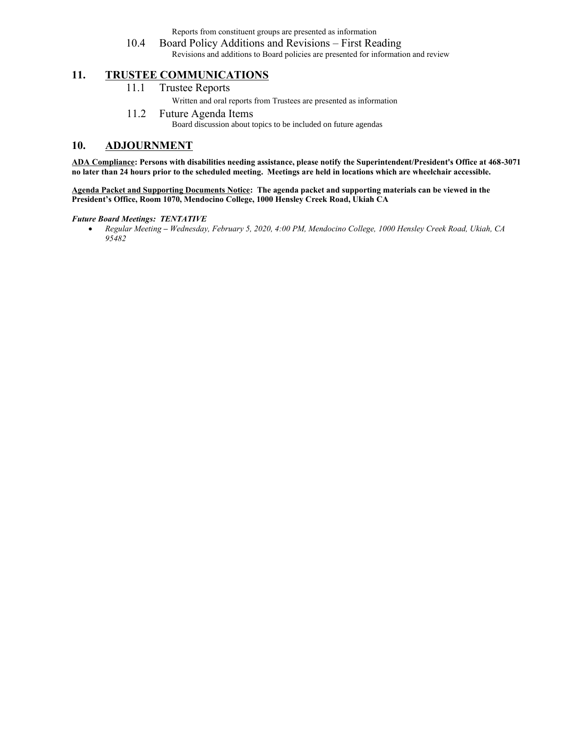Reports from constituent groups are presented as information

10.4 Board Policy Additions and Revisions – First Reading

Revisions and additions to Board policies are presented for information and review

## 11. TRUSTEE COMMUNICATIONS

11.1 Trustee Reports

Written and oral reports from Trustees are presented as information

11.2 Future Agenda Items

Board discussion about topics to be included on future agendas

## 10. ADJOURNMENT

**ADA Compliance: Persons with disabilities needing assistance, please notify the Superintendent/President's Office at 468-3071 no later than 24 hours prior to the scheduled meeting. Meetings are held in locations which are wheelchair accessible.**

**Agenda Packet and Supporting Documents Notice: The agenda packet and supporting materials can be viewed in the President's Office, Room 1070, Mendocino College, 1000 Hensley Creek Road, Ukiah CA**

***Future Board Meetings: TENTATIVE***

- *Regular Meeting – Wednesday, February 5, 2020, 4:00 PM, Mendocino College, 1000 Hensley Creek Road, Ukiah, CA 95482*